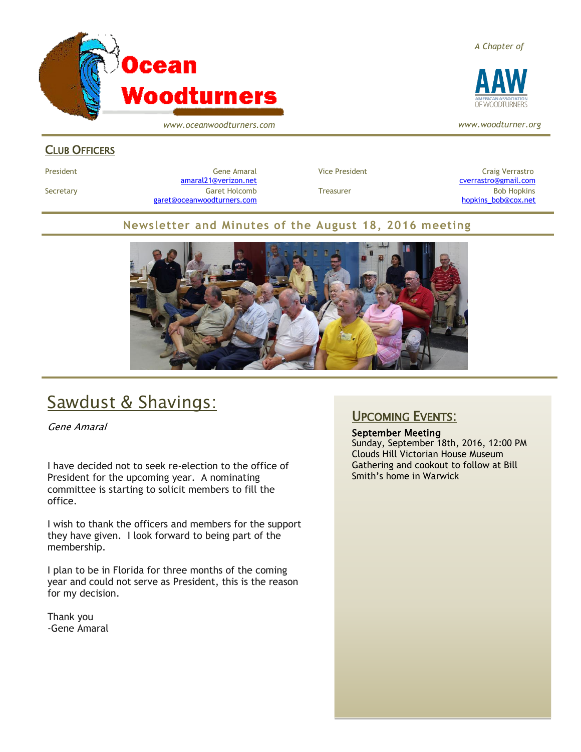# Ocean Woodturners

*www.oceanwoodturners.com*

*A Chapter of*

AAW — American Association of Woodturners

*www.woodturner.org*

## Club Officers

| | | | |
|---|---|---|---|
| President | Gene Amaral<br>amaral21@verizon.net | Vice President | Craig Verrastro<br>cverrastro@gmail.com |
| Secretary | Garet Holcomb<br>garet@oceanwoodturners.com | Treasurer | Bob Hopkins<br>hopkins_bob@cox.net |

### Newsletter and Minutes of the August 18, 2016 meeting

## Sawdust & Shavings:

*Gene Amaral*

I have decided not to seek re-election to the office of President for the upcoming year. A nominating committee is starting to solicit members to fill the office.

I wish to thank the officers and members for the support they have given. I look forward to being part of the membership.

I plan to be in Florida for three months of the coming year and could not serve as President, this is the reason for my decision.

Thank you
-Gene Amaral

## Upcoming Events:

**September Meeting**
Sunday, September 18th, 2016, 12:00 PM
Clouds Hill Victorian House Museum
Gathering and cookout to follow at Bill Smith's home in Warwick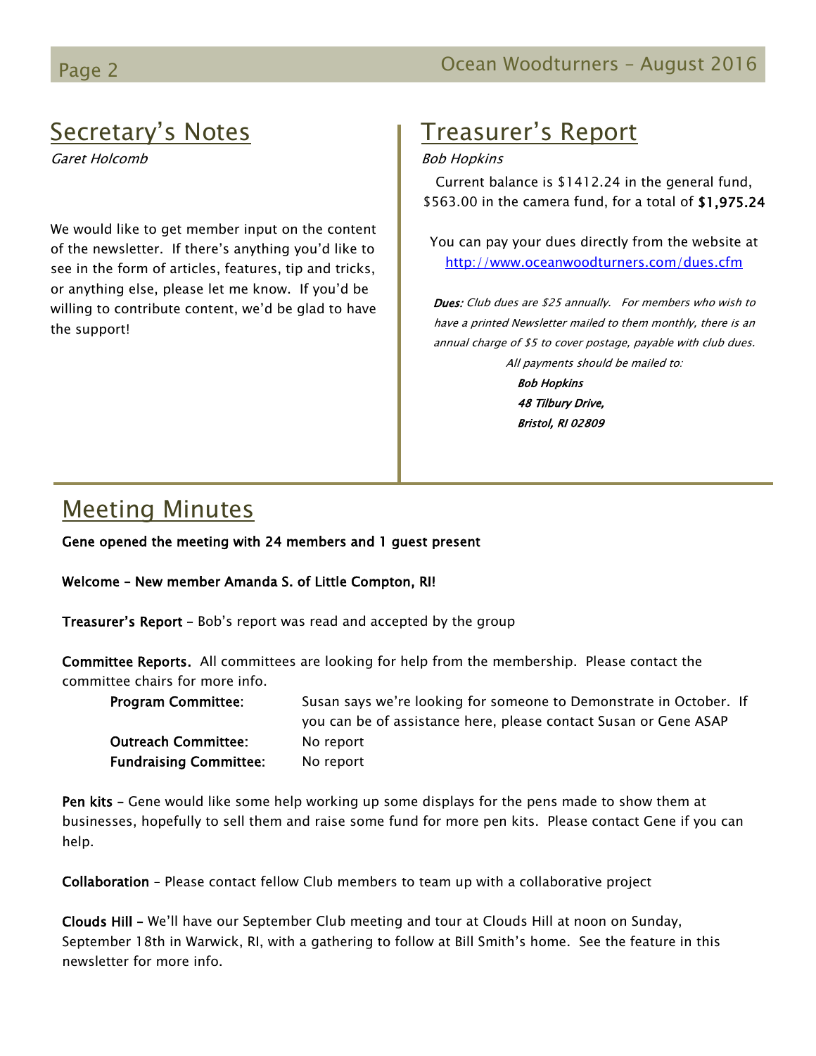## Secretary's Notes

*Garet Holcomb*

We would like to get member input on the content of the newsletter. If there's anything you'd like to see in the form of articles, features, tip and tricks, or anything else, please let me know. If you'd be willing to contribute content, we'd be glad to have the support!

## Treasurer's Report

*Bob Hopkins*

Current balance is $1412.24 in the general fund, $563.00 in the camera fund, for a total of **$1,975.24**

You can pay your dues directly from the website at [http://www.oceanwoodturners.com/dues.cfm](http://www.oceanwoodturners.com/dues.cfm)

***Dues:*** *Club dues are $25 annually. For members who wish to have a printed Newsletter mailed to them monthly, there is an annual charge of $5 to cover postage, payable with club dues.*

*All payments should be mailed to:*

***Bob Hopkins***
***48 Tilbury Drive,***
***Bristol, RI 02809***

## Meeting Minutes

**Gene opened the meeting with 24 members and 1 guest present**

**Welcome – New member Amanda S. of Little Compton, RI!**

**Treasurer's Report** – Bob's report was read and accepted by the group

**Committee Reports.** All committees are looking for help from the membership. Please contact the committee chairs for more info.

| | |
|---|---|
| **Program Committee**: | Susan says we're looking for someone to Demonstrate in October. If you can be of assistance here, please contact Susan or Gene ASAP |
| **Outreach Committee:** | No report |
| **Fundraising Committee:** | No report |

**Pen kits –** Gene would like some help working up some displays for the pens made to show them at businesses, hopefully to sell them and raise some fund for more pen kits. Please contact Gene if you can help.

**Collaboration** – Please contact fellow Club members to team up with a collaborative project

**Clouds Hill –** We'll have our September Club meeting and tour at Clouds Hill at noon on Sunday, September 18th in Warwick, RI, with a gathering to follow at Bill Smith's home. See the feature in this newsletter for more info.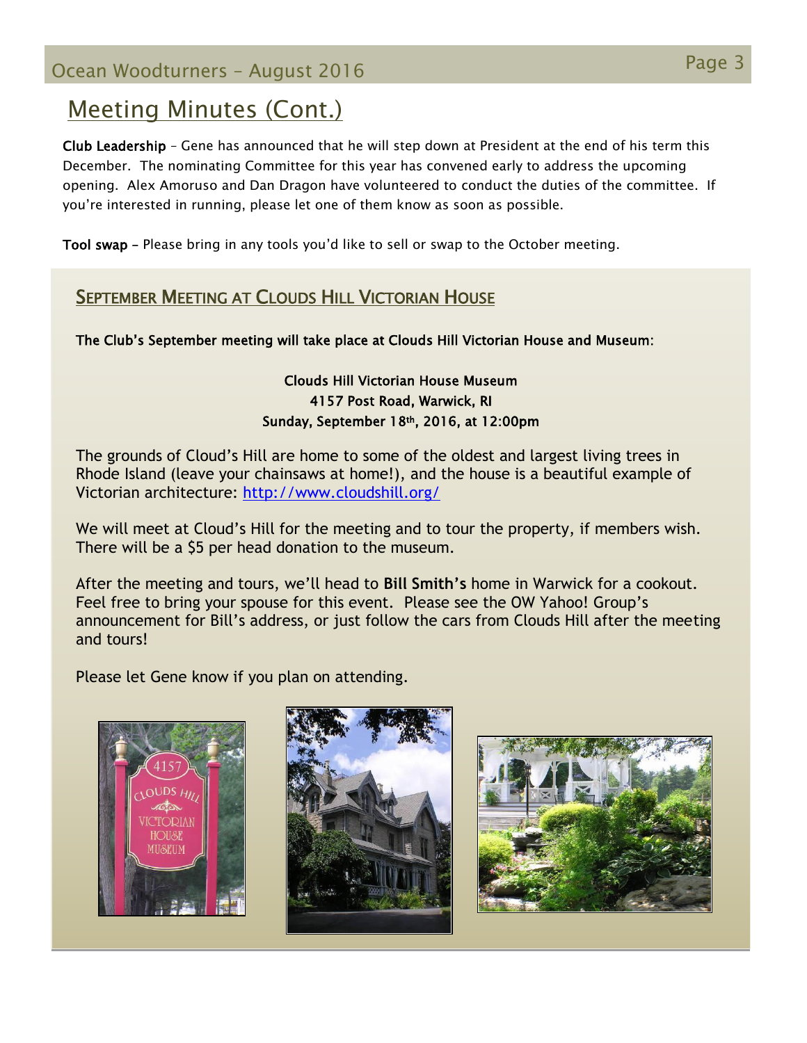## Meeting Minutes (Cont.)

**Club Leadership** – Gene has announced that he will step down at President at the end of his term this December. The nominating Committee for this year has convened early to address the upcoming opening. Alex Amoruso and Dan Dragon have volunteered to conduct the duties of the committee. If you're interested in running, please let one of them know as soon as possible.

**Tool swap** – Please bring in any tools you'd like to sell or swap to the October meeting.

### September Meeting at Clouds Hill Victorian House

**The Club's September meeting will take place at Clouds Hill Victorian House and Museum:**

**Clouds Hill Victorian House Museum**
**4157 Post Road, Warwick, RI**
**Sunday, September 18th, 2016, at 12:00pm**

The grounds of Cloud's Hill are home to some of the oldest and largest living trees in Rhode Island (leave your chainsaws at home!), and the house is a beautiful example of Victorian architecture: http://www.cloudshill.org/

We will meet at Cloud's Hill for the meeting and to tour the property, if members wish. There will be a $5 per head donation to the museum.

After the meeting and tours, we'll head to **Bill Smith's** home in Warwick for a cookout. Feel free to bring your spouse for this event. Please see the OW Yahoo! Group's announcement for Bill's address, or just follow the cars from Clouds Hill after the meeting and tours!

Please let Gene know if you plan on attending.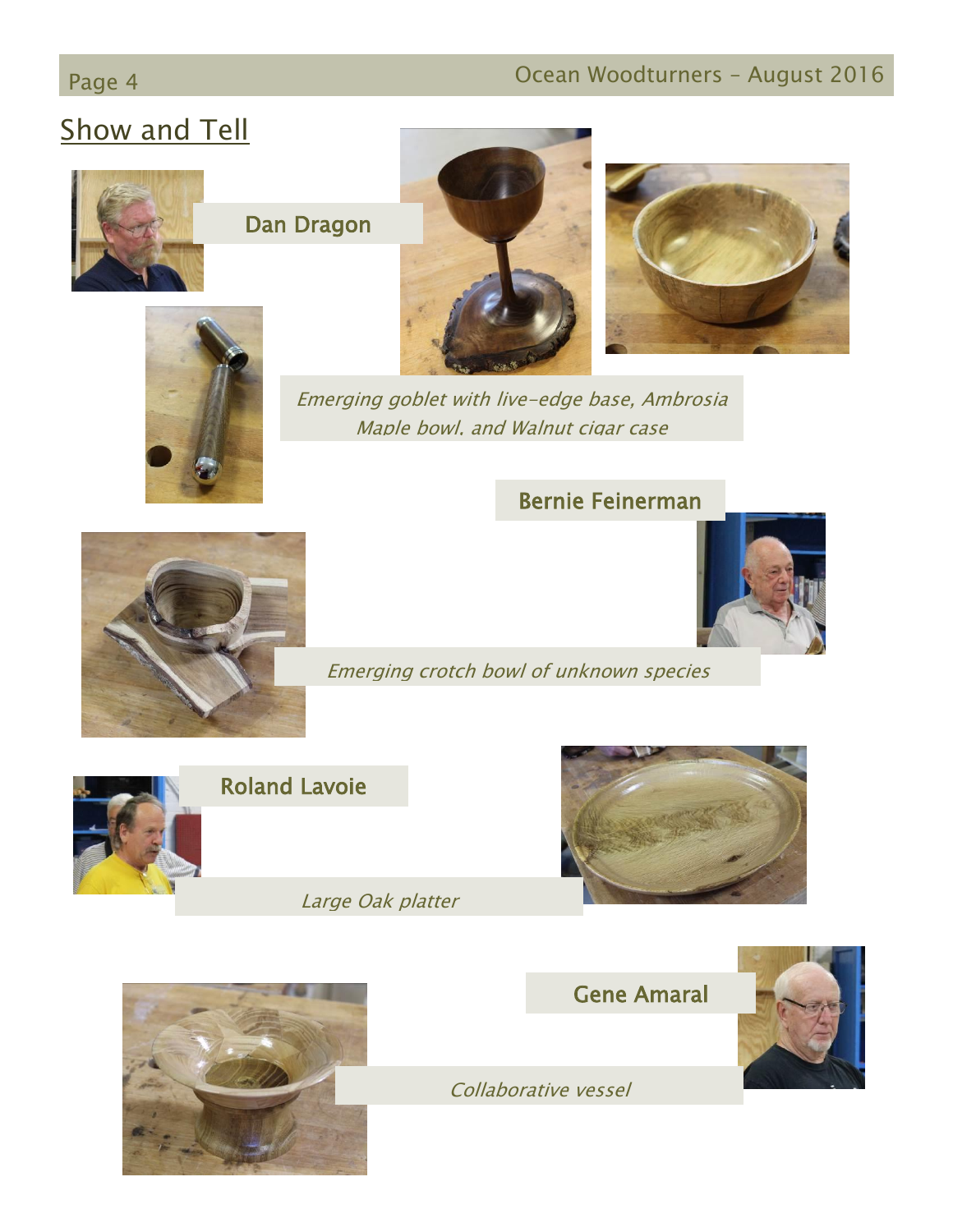## Show and Tell

**Dan Dragon**

*Emerging goblet with live-edge base, Ambrosia Maple bowl, and Walnut cigar case*

**Bernie Feinerman**

*Emerging crotch bowl of unknown species*

**Roland Lavoie**

*Large Oak platter*

**Gene Amaral**

*Collaborative vessel*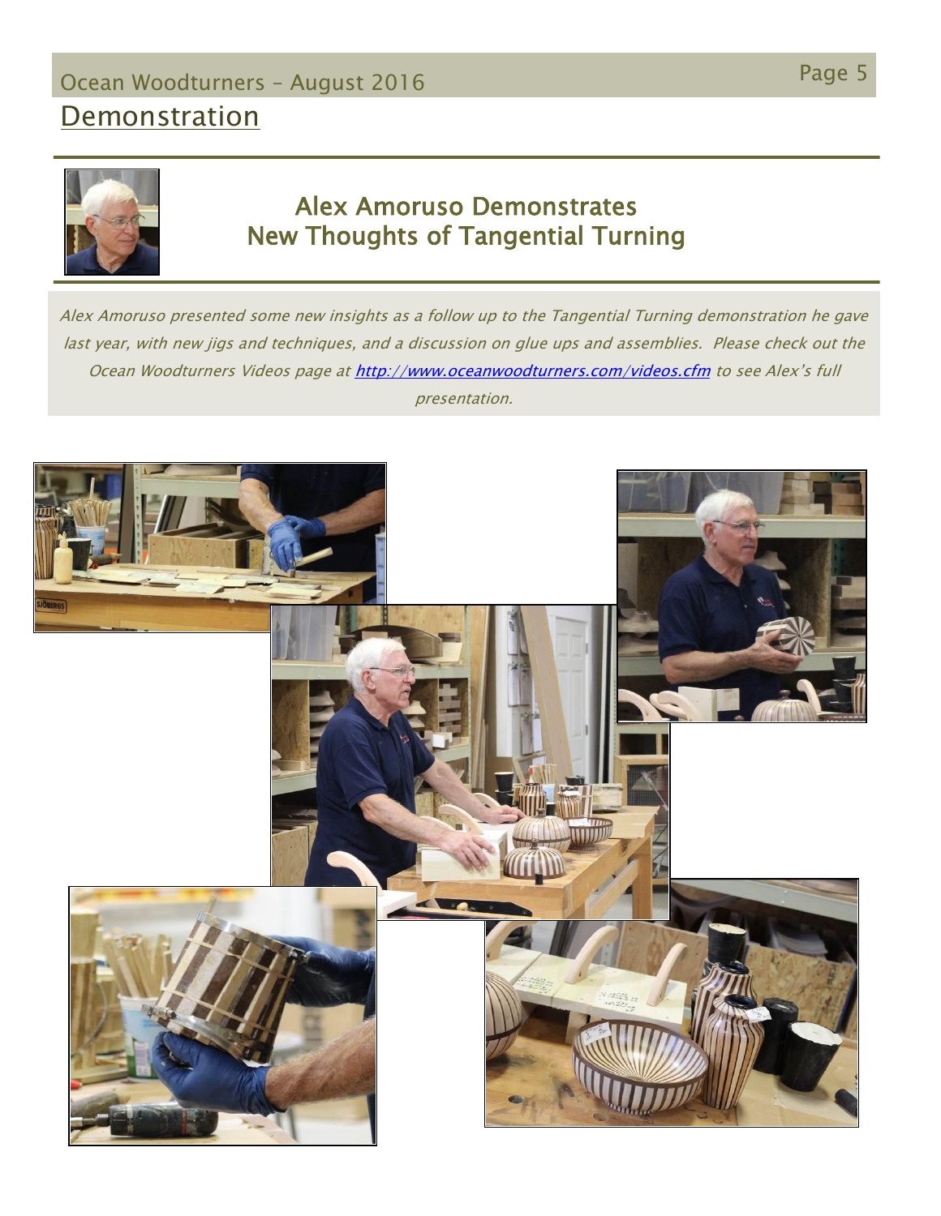## Demonstration

# Alex Amoruso Demonstrates New Thoughts of Tangential Turning

*Alex Amoruso presented some new insights as a follow up to the Tangential Turning demonstration he gave last year, with new jigs and techniques, and a discussion on glue ups and assemblies. Please check out the Ocean Woodturners Videos page at [http://www.oceanwoodturners.com/videos.cfm](http://www.oceanwoodturners.com/videos.cfm) to see Alex's full presentation.*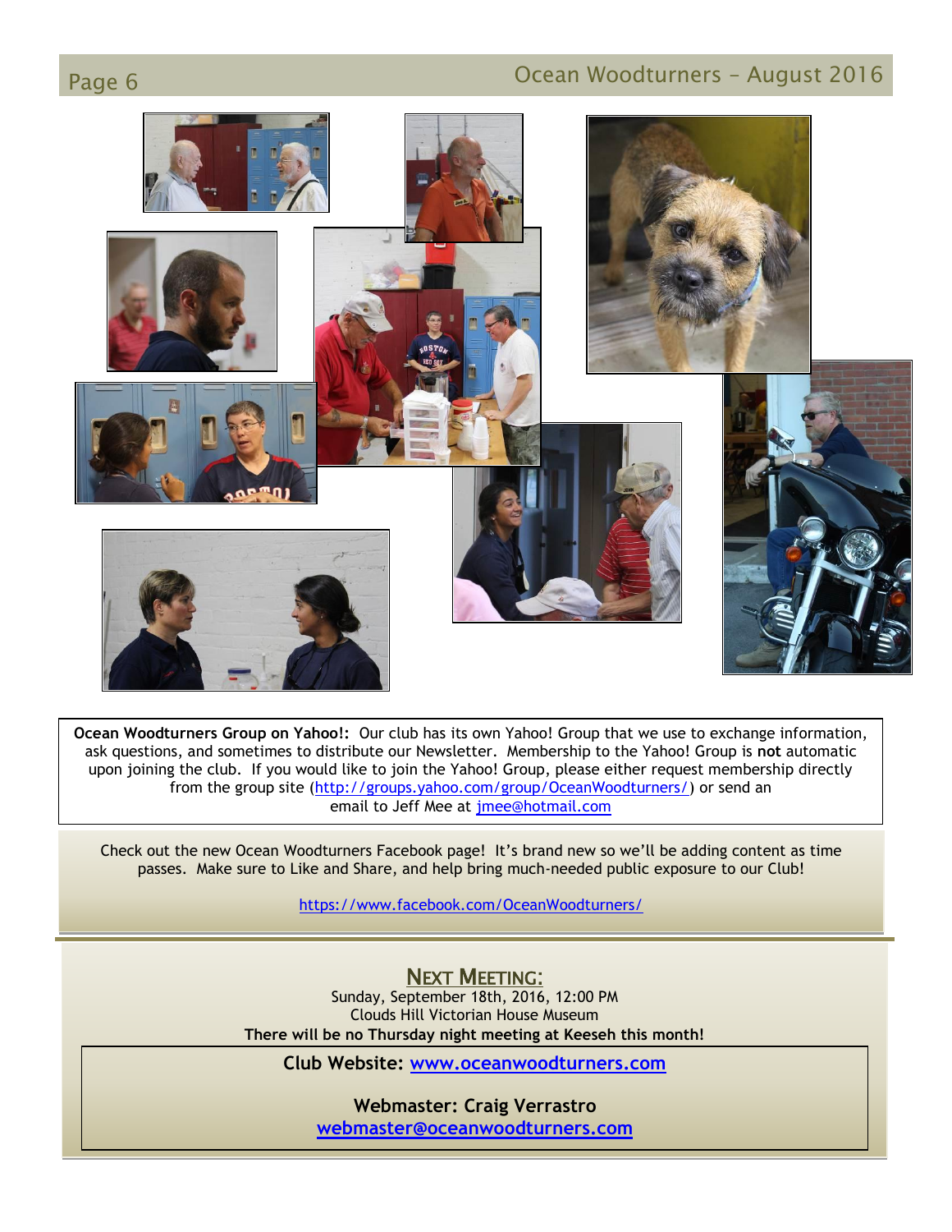**Ocean Woodturners Group on Yahoo!:** Our club has its own Yahoo! Group that we use to exchange information, ask questions, and sometimes to distribute our Newsletter. Membership to the Yahoo! Group is **not** automatic upon joining the club. If you would like to join the Yahoo! Group, please either request membership directly from the group site (http://groups.yahoo.com/group/OceanWoodturners/) or send an email to Jeff Mee at jmee@hotmail.com

Check out the new Ocean Woodturners Facebook page! It's brand new so we'll be adding content as time passes. Make sure to Like and Share, and help bring much-needed public exposure to our Club!

https://www.facebook.com/OceanWoodturners/

## NEXT MEETING:

Sunday, September 18th, 2016, 12:00 PM
Clouds Hill Victorian House Museum
**There will be no Thursday night meeting at Keeseh this month!**

**Club Website: www.oceanwoodturners.com**

**Webmaster: Craig Verrastro**
**webmaster@oceanwoodturners.com**